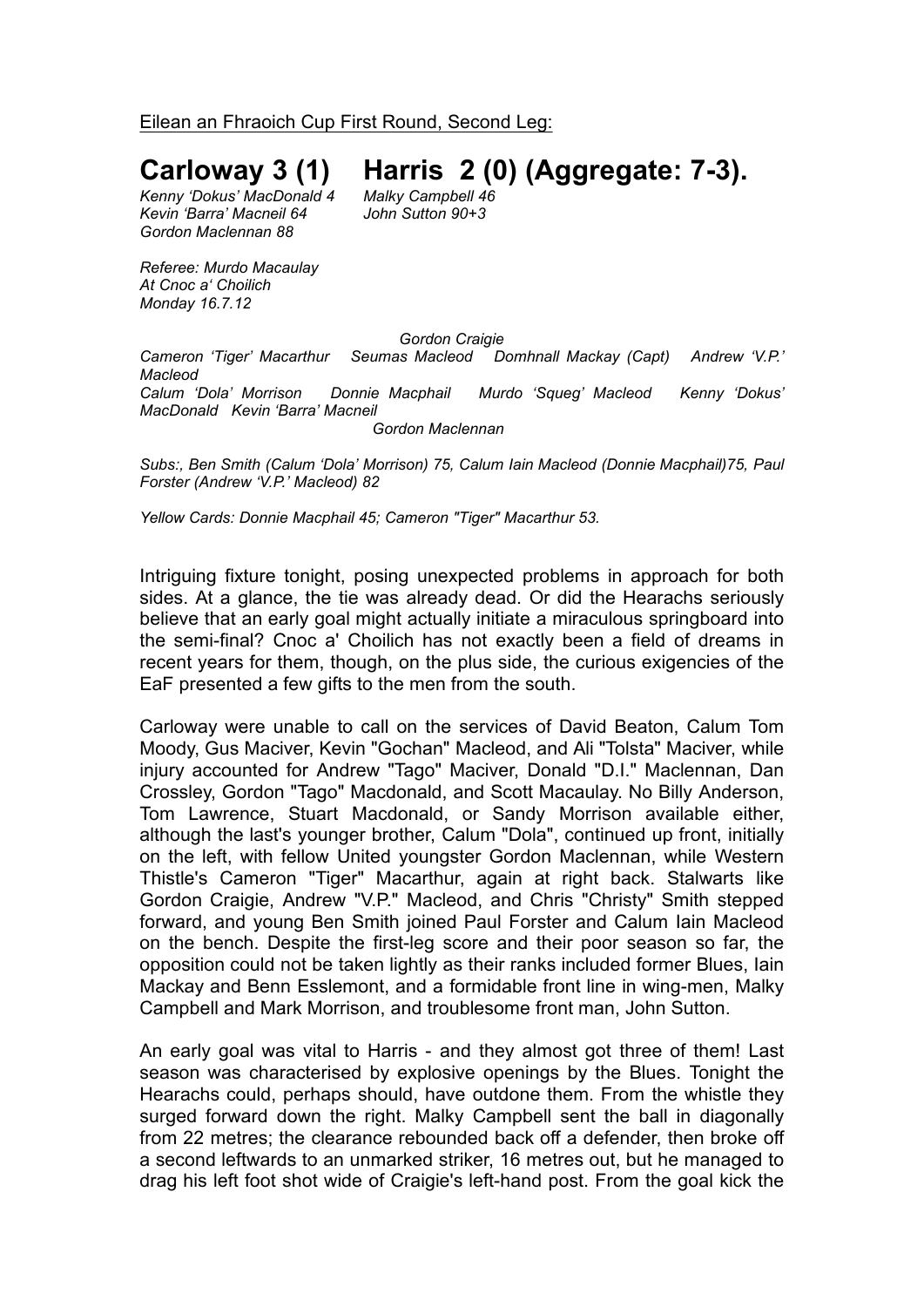Eilean an Fhraoich Cup First Round, Second Leg:

# Carloway 3 (1) Harris 2 (0) (Aggregate: 7-3).

*Kenny 'Dokus' MacDonald 4*
*Kevin 'Barra' Macneil 64*
*Gordon Maclennan 88*

*Malky Campbell 46*
*John Sutton 90+3*

*Referee: Murdo Macaulay*
*At Cnoc a' Choilich*
*Monday 16.7.12*

*Gordon Craigie*
*Cameron 'Tiger' Macarthur Seumas Macleod Domhnall Mackay (Capt) Andrew 'V.P.' Macleod*
*Calum 'Dola' Morrison Donnie Macphail Murdo 'Squeg' Macleod Kenny 'Dokus' MacDonald Kevin 'Barra' Macneil*
*Gordon Maclennan*

*Subs:, Ben Smith (Calum 'Dola' Morrison) 75, Calum Iain Macleod (Donnie Macphail)75, Paul Forster (Andrew 'V.P.' Macleod) 82*

*Yellow Cards: Donnie Macphail 45; Cameron "Tiger" Macarthur 53.*

Intriguing fixture tonight, posing unexpected problems in approach for both sides. At a glance, the tie was already dead. Or did the Hearachs seriously believe that an early goal might actually initiate a miraculous springboard into the semi-final? Cnoc a' Choilich has not exactly been a field of dreams in recent years for them, though, on the plus side, the curious exigencies of the EaF presented a few gifts to the men from the south.

Carloway were unable to call on the services of David Beaton, Calum Tom Moody, Gus Maciver, Kevin "Gochan" Macleod, and Ali "Tolsta" Maciver, while injury accounted for Andrew "Tago" Maciver, Donald "D.I." Maclennan, Dan Crossley, Gordon "Tago" Macdonald, and Scott Macaulay. No Billy Anderson, Tom Lawrence, Stuart Macdonald, or Sandy Morrison available either, although the last's younger brother, Calum "Dola", continued up front, initially on the left, with fellow United youngster Gordon Maclennan, while Western Thistle's Cameron "Tiger" Macarthur, again at right back. Stalwarts like Gordon Craigie, Andrew "V.P." Macleod, and Chris "Christy" Smith stepped forward, and young Ben Smith joined Paul Forster and Calum Iain Macleod on the bench. Despite the first-leg score and their poor season so far, the opposition could not be taken lightly as their ranks included former Blues, Iain Mackay and Benn Esslemont, and a formidable front line in wing-men, Malky Campbell and Mark Morrison, and troublesome front man, John Sutton.

An early goal was vital to Harris - and they almost got three of them! Last season was characterised by explosive openings by the Blues. Tonight the Hearachs could, perhaps should, have outdone them. From the whistle they surged forward down the right. Malky Campbell sent the ball in diagonally from 22 metres; the clearance rebounded back off a defender, then broke off a second leftwards to an unmarked striker, 16 metres out, but he managed to drag his left foot shot wide of Craigie's left-hand post. From the goal kick the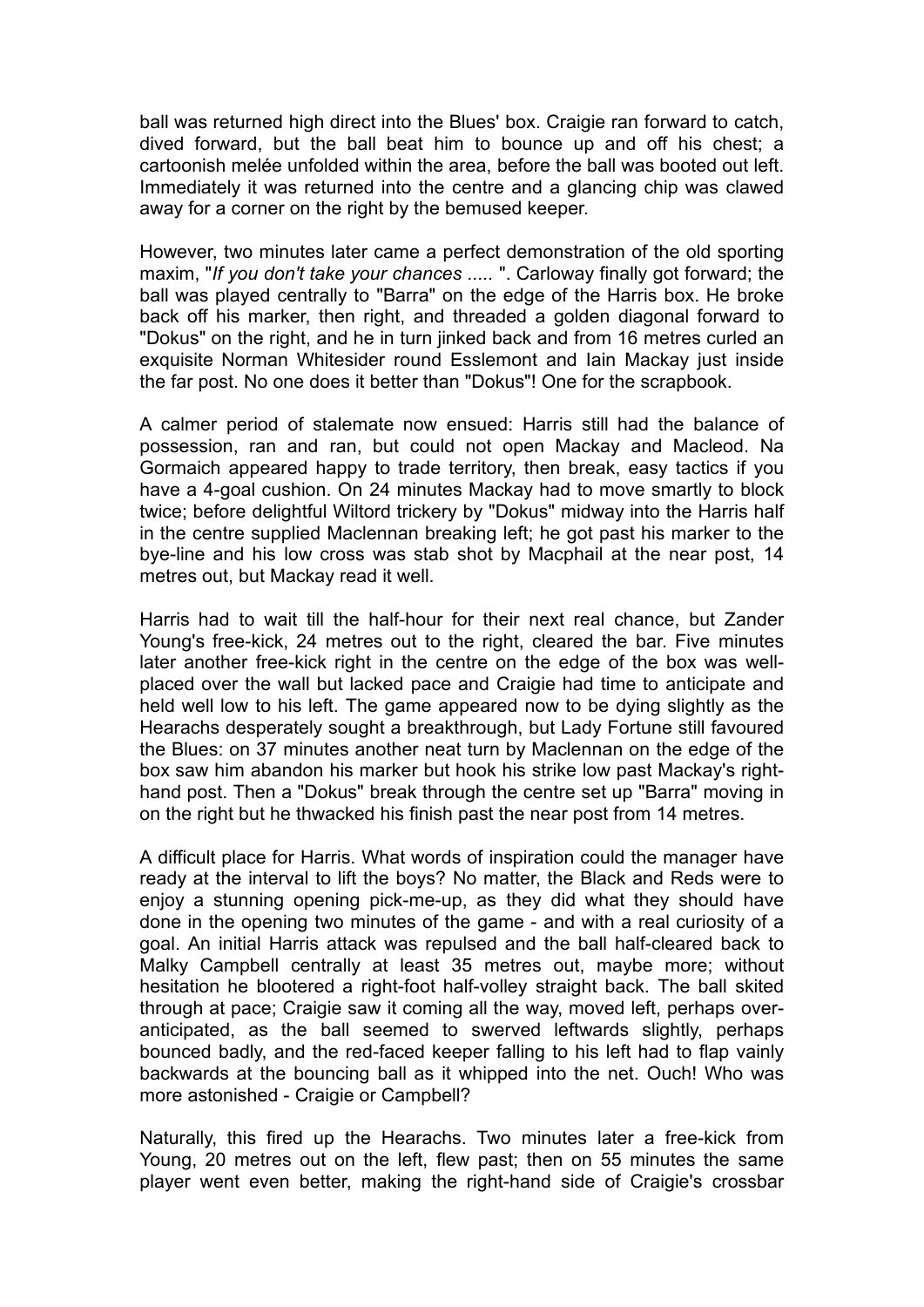ball was returned high direct into the Blues' box. Craigie ran forward to catch, dived forward, but the ball beat him to bounce up and off his chest; a cartoonish melée unfolded within the area, before the ball was booted out left. Immediately it was returned into the centre and a glancing chip was clawed away for a corner on the right by the bemused keeper.

However, two minutes later came a perfect demonstration of the old sporting maxim, "*If you don't take your chances .....* ". Carloway finally got forward; the ball was played centrally to "Barra" on the edge of the Harris box. He broke back off his marker, then right, and threaded a golden diagonal forward to "Dokus" on the right, and he in turn jinked back and from 16 metres curled an exquisite Norman Whitesider round Esslemont and Iain Mackay just inside the far post. No one does it better than "Dokus"! One for the scrapbook.

A calmer period of stalemate now ensued: Harris still had the balance of possession, ran and ran, but could not open Mackay and Macleod. Na Gormaich appeared happy to trade territory, then break, easy tactics if you have a 4-goal cushion. On 24 minutes Mackay had to move smartly to block twice; before delightful Wiltord trickery by "Dokus" midway into the Harris half in the centre supplied Maclennan breaking left; he got past his marker to the bye-line and his low cross was stab shot by Macphail at the near post, 14 metres out, but Mackay read it well.

Harris had to wait till the half-hour for their next real chance, but Zander Young's free-kick, 24 metres out to the right, cleared the bar. Five minutes later another free-kick right in the centre on the edge of the box was well-placed over the wall but lacked pace and Craigie had time to anticipate and held well low to his left. The game appeared now to be dying slightly as the Hearachs desperately sought a breakthrough, but Lady Fortune still favoured the Blues: on 37 minutes another neat turn by Maclennan on the edge of the box saw him abandon his marker but hook his strike low past Mackay's right-hand post. Then a "Dokus" break through the centre set up "Barra" moving in on the right but he thwacked his finish past the near post from 14 metres.

A difficult place for Harris. What words of inspiration could the manager have ready at the interval to lift the boys? No matter, the Black and Reds were to enjoy a stunning opening pick-me-up, as they did what they should have done in the opening two minutes of the game - and with a real curiosity of a goal. An initial Harris attack was repulsed and the ball half-cleared back to Malky Campbell centrally at least 35 metres out, maybe more; without hesitation he blootered a right-foot half-volley straight back. The ball skited through at pace; Craigie saw it coming all the way, moved left, perhaps over-anticipated, as the ball seemed to swerved leftwards slightly, perhaps bounced badly, and the red-faced keeper falling to his left had to flap vainly backwards at the bouncing ball as it whipped into the net. Ouch! Who was more astonished - Craigie or Campbell?

Naturally, this fired up the Hearachs. Two minutes later a free-kick from Young, 20 metres out on the left, flew past; then on 55 minutes the same player went even better, making the right-hand side of Craigie's crossbar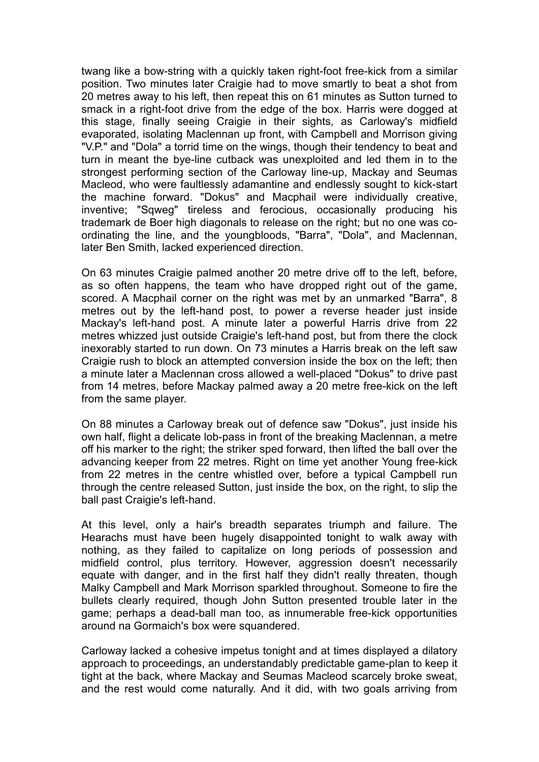twang like a bow-string with a quickly taken right-foot free-kick from a similar position. Two minutes later Craigie had to move smartly to beat a shot from 20 metres away to his left, then repeat this on 61 minutes as Sutton turned to smack in a right-foot drive from the edge of the box. Harris were dogged at this stage, finally seeing Craigie in their sights, as Carloway's midfield evaporated, isolating Maclennan up front, with Campbell and Morrison giving "V.P." and "Dola" a torrid time on the wings, though their tendency to beat and turn in meant the bye-line cutback was unexploited and led them in to the strongest performing section of the Carloway line-up, Mackay and Seumas Macleod, who were faultlessly adamantine and endlessly sought to kick-start the machine forward. "Dokus" and Macphail were individually creative, inventive; "Sqweg" tireless and ferocious, occasionally producing his trademark de Boer high diagonals to release on the right; but no one was co-ordinating the line, and the youngbloods, "Barra", "Dola", and Maclennan, later Ben Smith, lacked experienced direction.

On 63 minutes Craigie palmed another 20 metre drive off to the left, before, as so often happens, the team who have dropped right out of the game, scored. A Macphail corner on the right was met by an unmarked "Barra", 8 metres out by the left-hand post, to power a reverse header just inside Mackay's left-hand post. A minute later a powerful Harris drive from 22 metres whizzed just outside Craigie's left-hand post, but from there the clock inexorably started to run down. On 73 minutes a Harris break on the left saw Craigie rush to block an attempted conversion inside the box on the left; then a minute later a Maclennan cross allowed a well-placed "Dokus" to drive past from 14 metres, before Mackay palmed away a 20 metre free-kick on the left from the same player.

On 88 minutes a Carloway break out of defence saw "Dokus", just inside his own half, flight a delicate lob-pass in front of the breaking Maclennan, a metre off his marker to the right; the striker sped forward, then lifted the ball over the advancing keeper from 22 metres. Right on time yet another Young free-kick from 22 metres in the centre whistled over, before a typical Campbell run through the centre released Sutton, just inside the box, on the right, to slip the ball past Craigie's left-hand.

At this level, only a hair's breadth separates triumph and failure. The Hearachs must have been hugely disappointed tonight to walk away with nothing, as they failed to capitalize on long periods of possession and midfield control, plus territory. However, aggression doesn't necessarily equate with danger, and in the first half they didn't really threaten, though Malky Campbell and Mark Morrison sparkled throughout. Someone to fire the bullets clearly required, though John Sutton presented trouble later in the game; perhaps a dead-ball man too, as innumerable free-kick opportunities around na Gormaich's box were squandered.

Carloway lacked a cohesive impetus tonight and at times displayed a dilatory approach to proceedings, an understandably predictable game-plan to keep it tight at the back, where Mackay and Seumas Macleod scarcely broke sweat, and the rest would come naturally. And it did, with two goals arriving from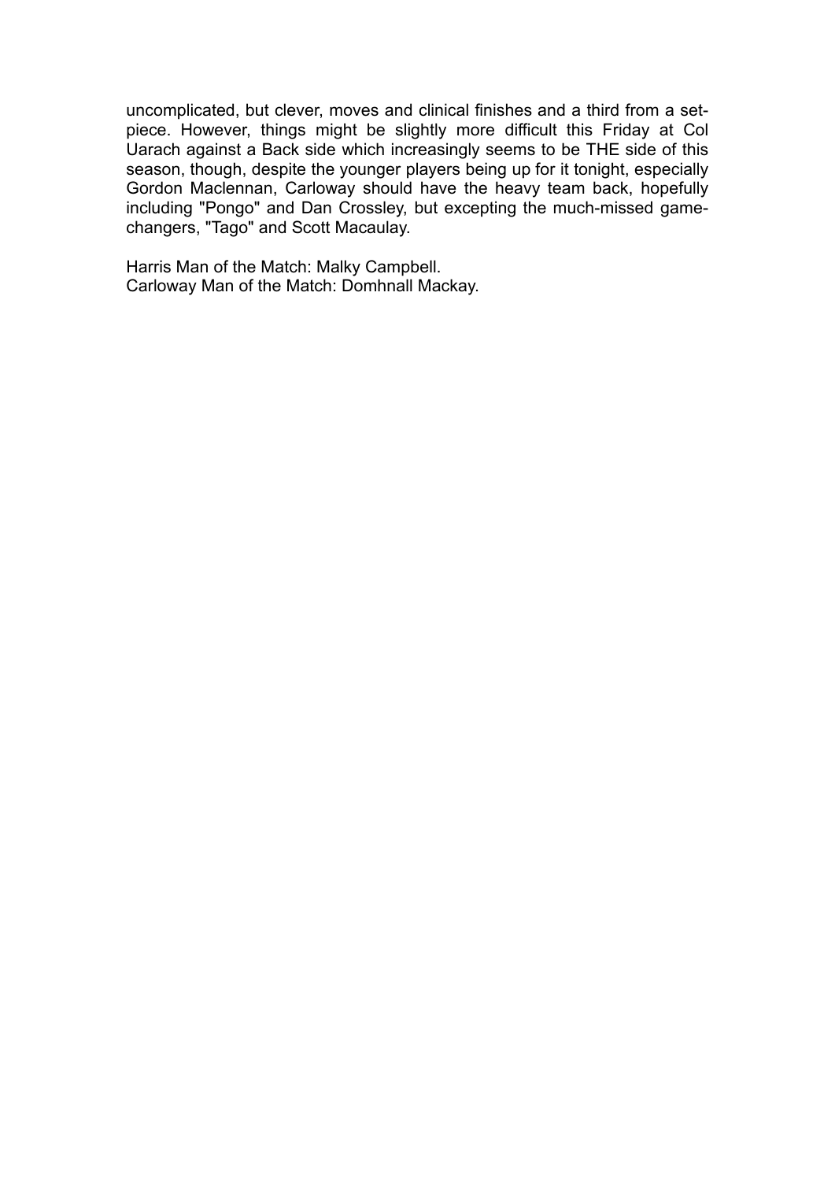uncomplicated, but clever, moves and clinical finishes and a third from a set-piece. However, things might be slightly more difficult this Friday at Col Uarach against a Back side which increasingly seems to be THE side of this season, though, despite the younger players being up for it tonight, especially Gordon Maclennan, Carloway should have the heavy team back, hopefully including "Pongo" and Dan Crossley, but excepting the much-missed game-changers, "Tago" and Scott Macaulay.

Harris Man of the Match: Malky Campbell.
Carloway Man of the Match: Domhnall Mackay.